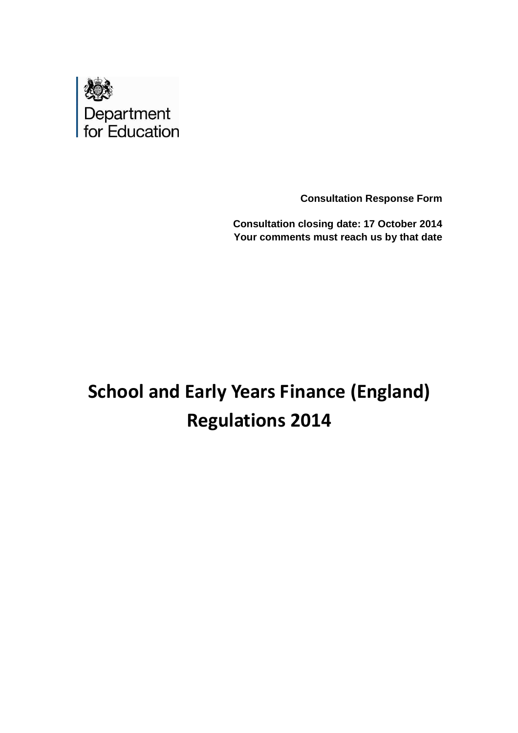Department for Education

**Consultation Response Form**

**Consultation closing date: 17 October 2014**
**Your comments must reach us by that date**

# School and Early Years Finance (England) Regulations 2014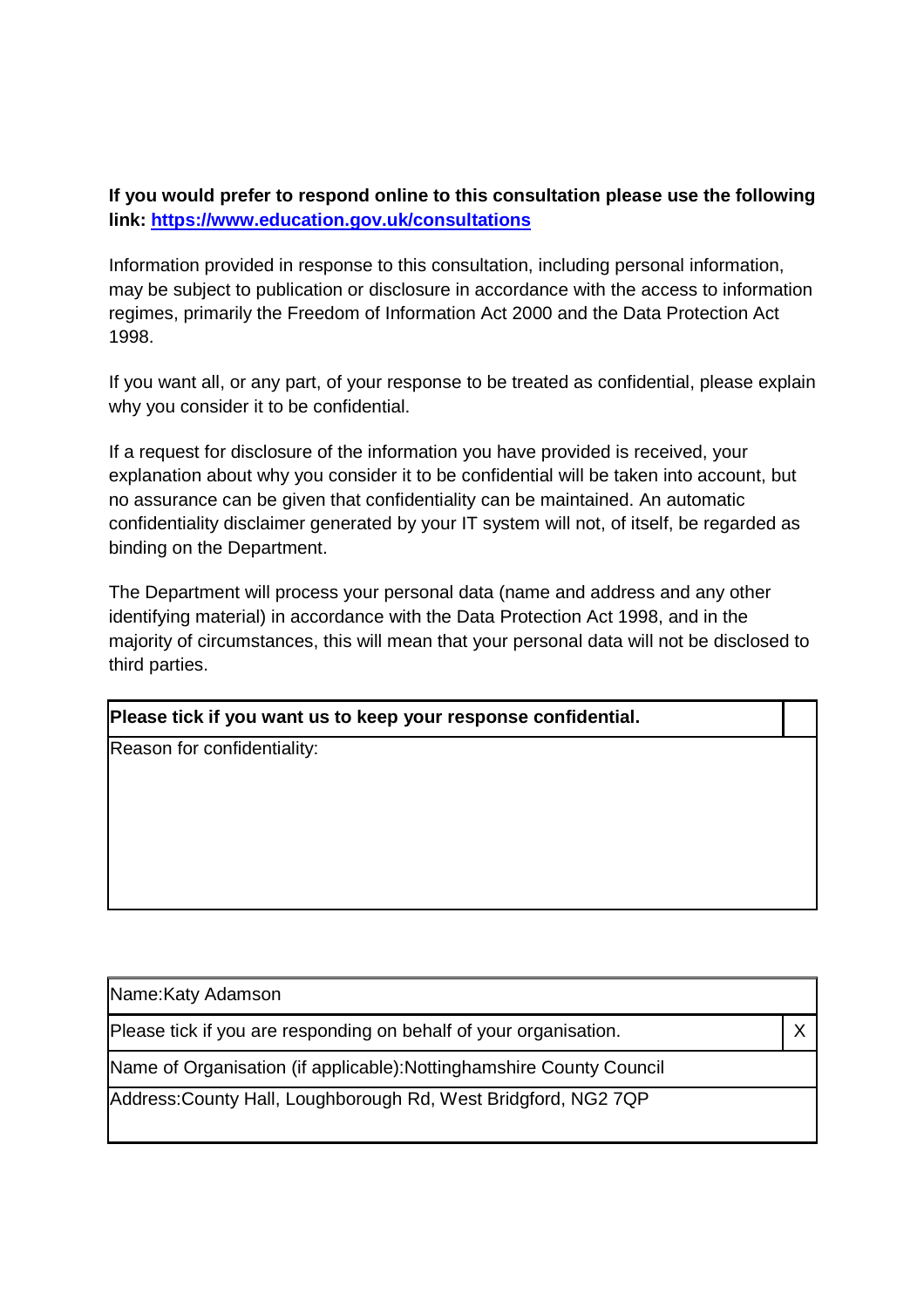**If you would prefer to respond online to this consultation please use the following link: [https://www.education.gov.uk/consultations](https://www.education.gov.uk/consultations)**

Information provided in response to this consultation, including personal information, may be subject to publication or disclosure in accordance with the access to information regimes, primarily the Freedom of Information Act 2000 and the Data Protection Act 1998.

If you want all, or any part, of your response to be treated as confidential, please explain why you consider it to be confidential.

If a request for disclosure of the information you have provided is received, your explanation about why you consider it to be confidential will be taken into account, but no assurance can be given that confidentiality can be maintained. An automatic confidentiality disclaimer generated by your IT system will not, of itself, be regarded as binding on the Department.

The Department will process your personal data (name and address and any other identifying material) in accordance with the Data Protection Act 1998, and in the majority of circumstances, this will mean that your personal data will not be disclosed to third parties.

| **Please tick if you want us to keep your response confidential.** | |
|---|---|
| Reason for confidentiality: | |

| Name:Katy Adamson | |
|---|---|
| Please tick if you are responding on behalf of your organisation. | X |
| Name of Organisation (if applicable):Nottinghamshire County Council | |
| Address:County Hall, Loughborough Rd, West Bridgford, NG2 7QP | |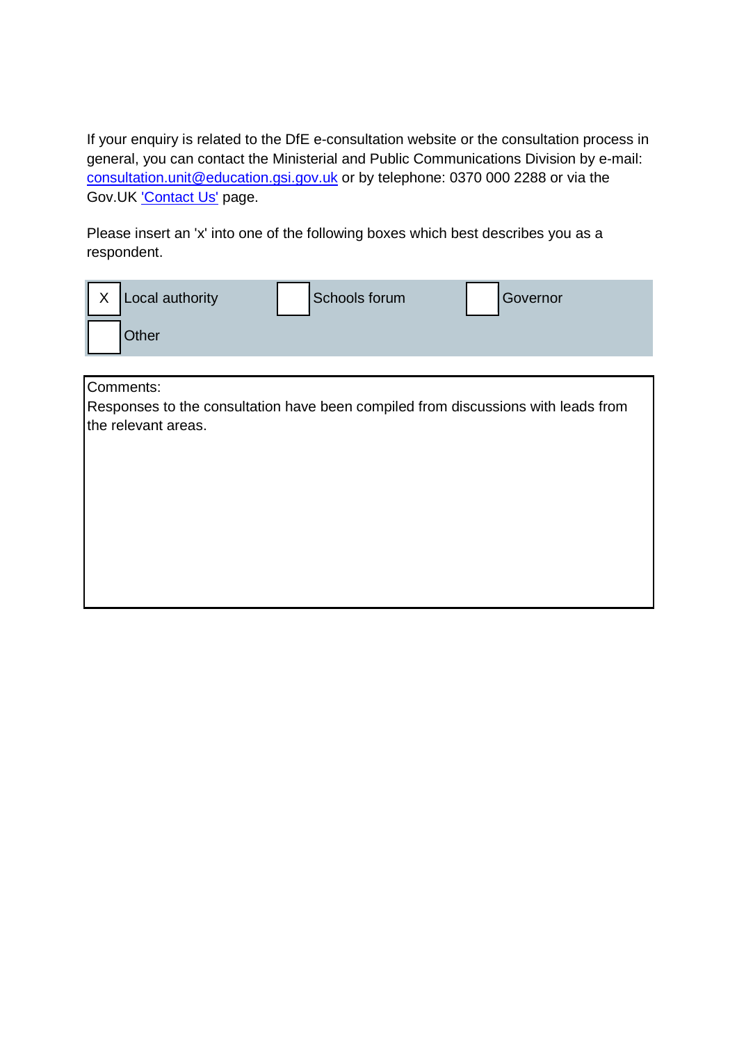If your enquiry is related to the DfE e-consultation website or the consultation process in general, you can contact the Ministerial and Public Communications Division by e-mail: consultation.unit@education.gsi.gov.uk or by telephone: 0370 000 2288 or via the Gov.UK 'Contact Us' page.

Please insert an 'x' into one of the following boxes which best describes you as a respondent.

| | | | | | |
|---|---|---|---|---|---|
| X | Local authority | | Schools forum | | Governor |
| | Other | | | | |

Comments:
Responses to the consultation have been compiled from discussions with leads from the relevant areas.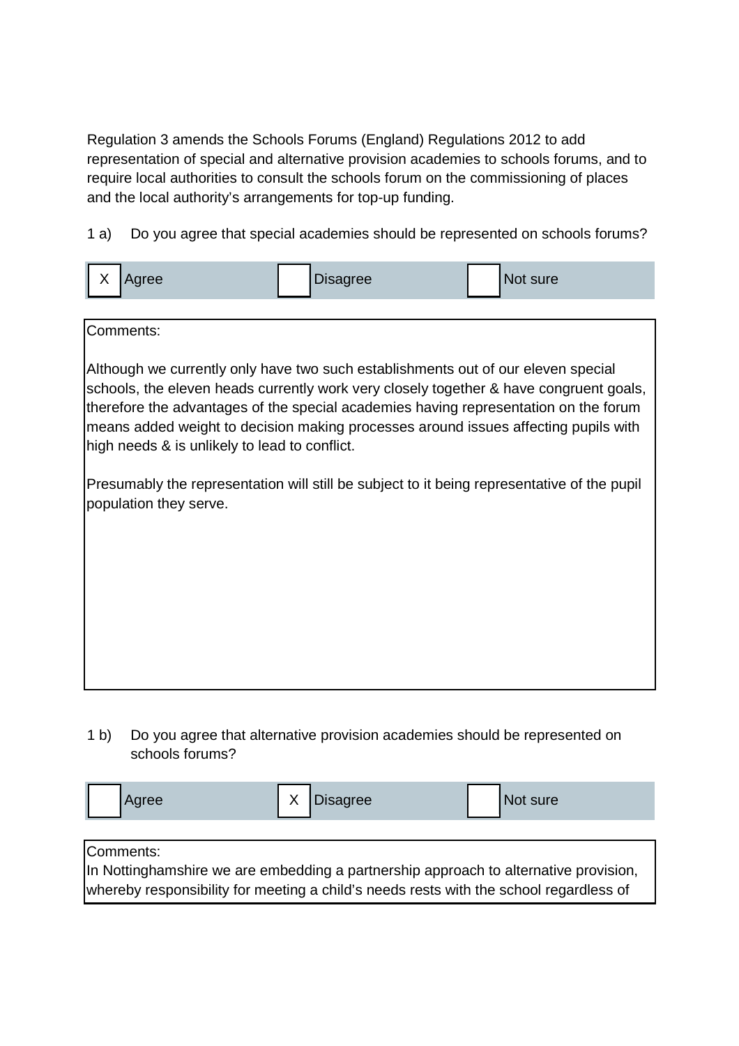Regulation 3 amends the Schools Forums (England) Regulations 2012 to add representation of special and alternative provision academies to schools forums, and to require local authorities to consult the schools forum on the commissioning of places and the local authority's arrangements for top-up funding.

1 a) Do you agree that special academies should be represented on schools forums?

| X | Agree | | Disagree | | Not sure |
|---|---|---|---|---|---|

Comments:

Although we currently only have two such establishments out of our eleven special schools, the eleven heads currently work very closely together & have congruent goals, therefore the advantages of the special academies having representation on the forum means added weight to decision making processes around issues affecting pupils with high needs & is unlikely to lead to conflict.

Presumably the representation will still be subject to it being representative of the pupil population they serve.

1 b) Do you agree that alternative provision academies should be represented on schools forums?

| | Agree | X | Disagree | | Not sure |
|---|---|---|---|---|---|

Comments:

In Nottinghamshire we are embedding a partnership approach to alternative provision, whereby responsibility for meeting a child's needs rests with the school regardless of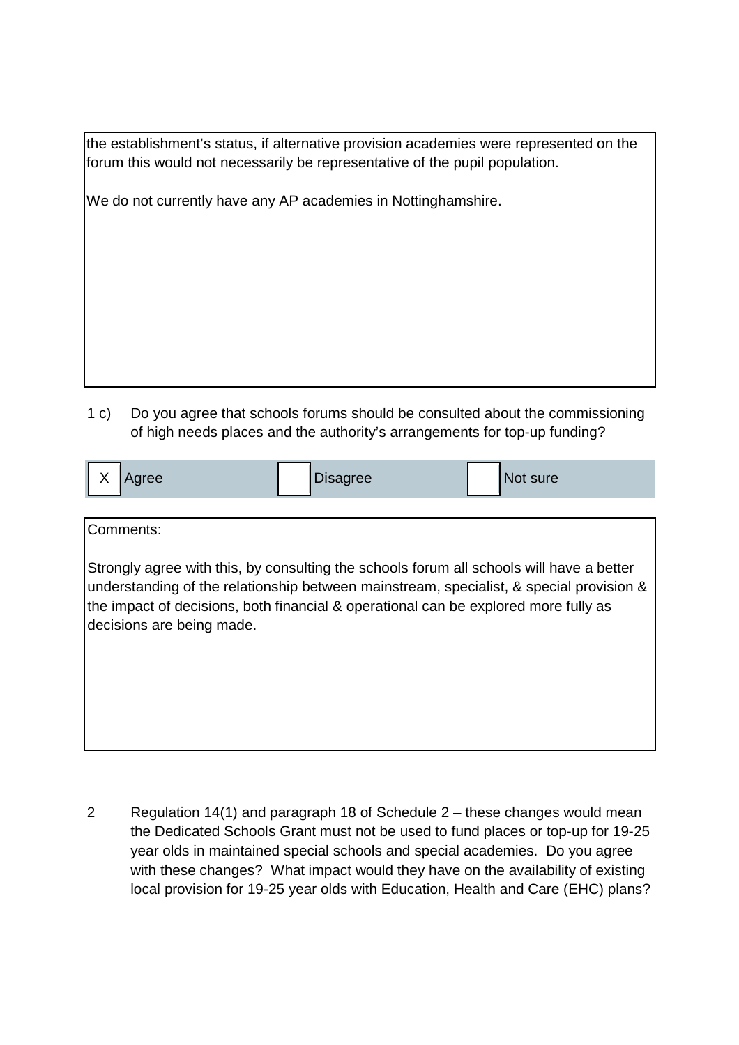the establishment's status, if alternative provision academies were represented on the forum this would not necessarily be representative of the pupil population.

We do not currently have any AP academies in Nottinghamshire.

1 c) Do you agree that schools forums should be consulted about the commissioning of high needs places and the authority's arrangements for top-up funding?

| X | Agree | | Disagree | | Not sure |
|---|---|---|---|---|---|

Comments:

Strongly agree with this, by consulting the schools forum all schools will have a better understanding of the relationship between mainstream, specialist, & special provision & the impact of decisions, both financial & operational can be explored more fully as decisions are being made.

2 Regulation 14(1) and paragraph 18 of Schedule 2 – these changes would mean the Dedicated Schools Grant must not be used to fund places or top-up for 19-25 year olds in maintained special schools and special academies. Do you agree with these changes? What impact would they have on the availability of existing local provision for 19-25 year olds with Education, Health and Care (EHC) plans?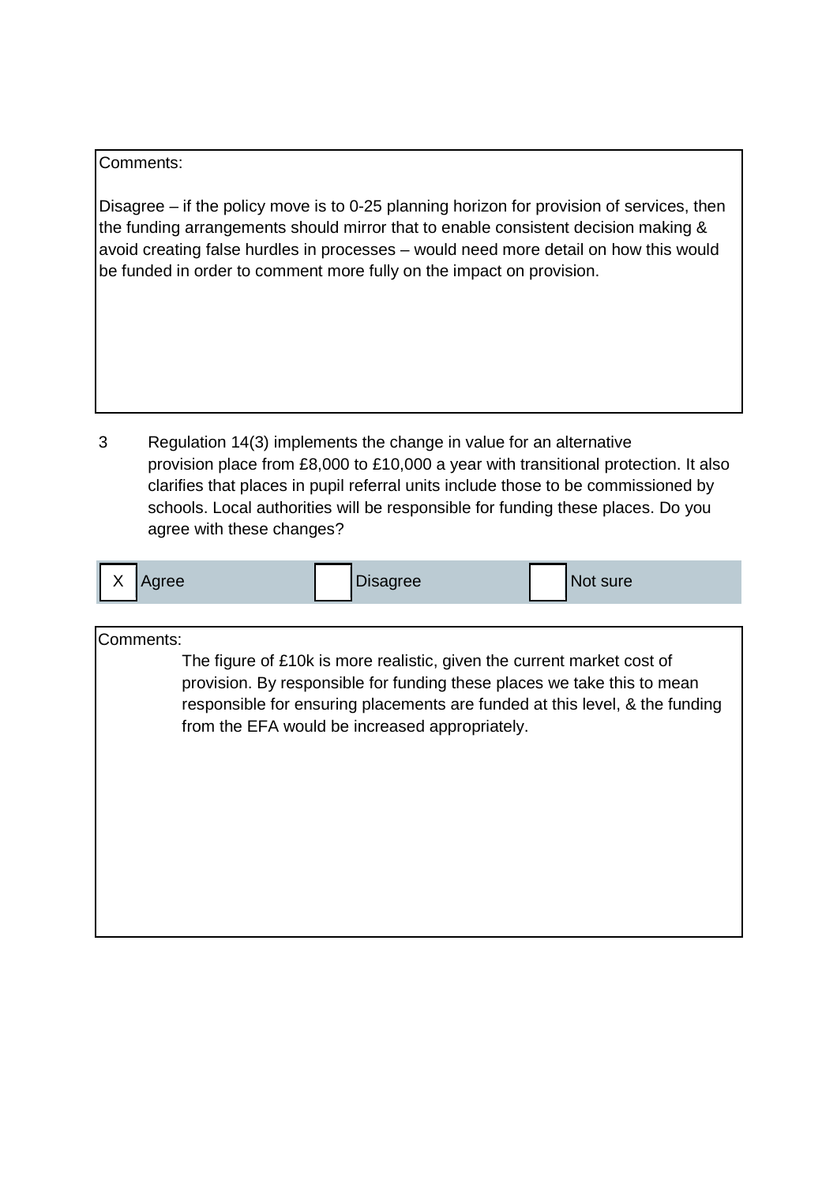Comments:

Disagree – if the policy move is to 0-25 planning horizon for provision of services, then the funding arrangements should mirror that to enable consistent decision making & avoid creating false hurdles in processes – would need more detail on how this would be funded in order to comment more fully on the impact on provision.

3 Regulation 14(3) implements the change in value for an alternative provision place from £8,000 to £10,000 a year with transitional protection. It also clarifies that places in pupil referral units include those to be commissioned by schools. Local authorities will be responsible for funding these places. Do you agree with these changes?

| X | Agree | | Disagree | | Not sure |
|---|---|---|---|---|---|

Comments:

The figure of £10k is more realistic, given the current market cost of provision. By responsible for funding these places we take this to mean responsible for ensuring placements are funded at this level, & the funding from the EFA would be increased appropriately.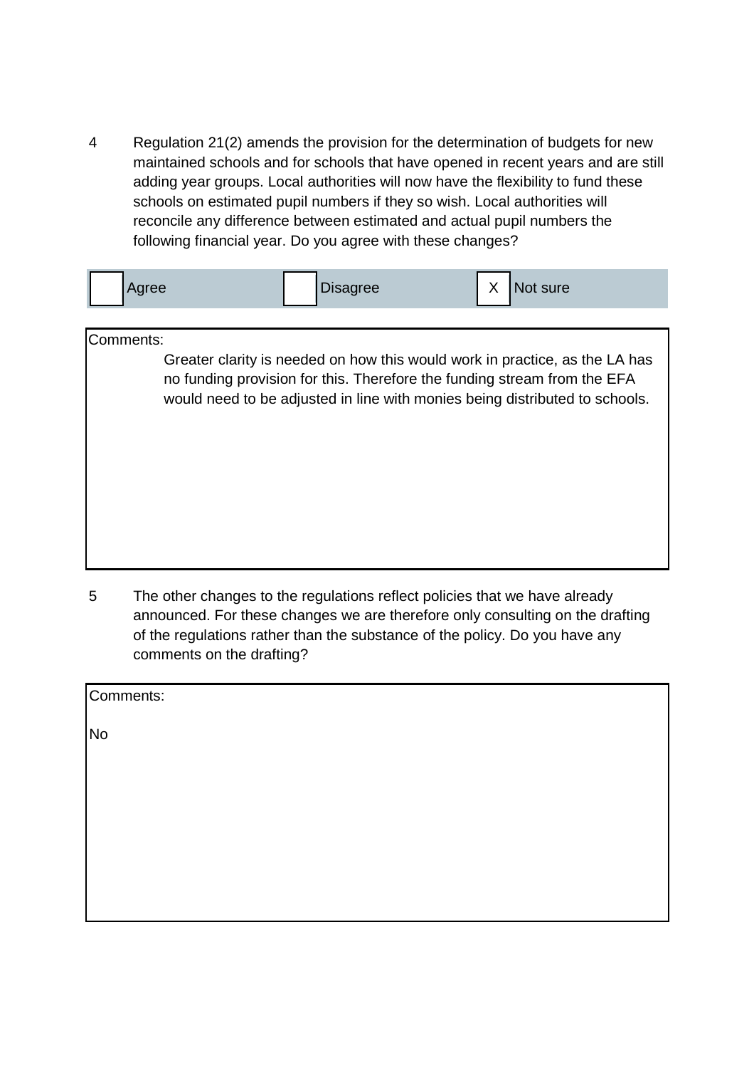4 Regulation 21(2) amends the provision for the determination of budgets for new maintained schools and for schools that have opened in recent years and are still adding year groups. Local authorities will now have the flexibility to fund these schools on estimated pupil numbers if they so wish. Local authorities will reconcile any difference between estimated and actual pupil numbers the following financial year. Do you agree with these changes?

| | Agree | | Disagree | X | Not sure |
|---|---|---|---|---|---|

Comments:

Greater clarity is needed on how this would work in practice, as the LA has no funding provision for this. Therefore the funding stream from the EFA would need to be adjusted in line with monies being distributed to schools.

5 The other changes to the regulations reflect policies that we have already announced. For these changes we are therefore only consulting on the drafting of the regulations rather than the substance of the policy. Do you have any comments on the drafting?

Comments:

No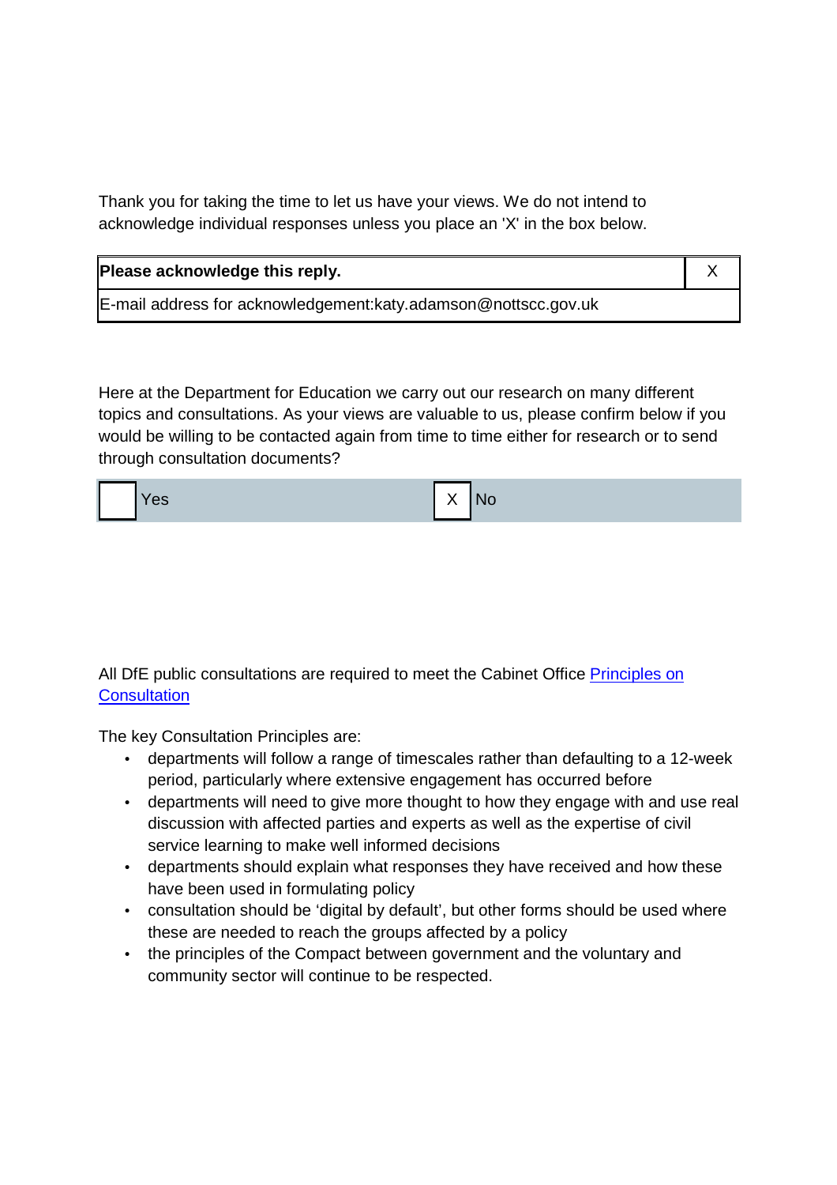Thank you for taking the time to let us have your views. We do not intend to acknowledge individual responses unless you place an 'X' in the box below.

| **Please acknowledge this reply.** | X |
| --- | --- |
| E-mail address for acknowledgement:katy.adamson@nottscc.gov.uk | |

Here at the Department for Education we carry out our research on many different topics and consultations. As your views are valuable to us, please confirm below if you would be willing to be contacted again from time to time either for research or to send through consultation documents?

| | Yes | X | No |
| --- | --- | --- | --- |

All DfE public consultations are required to meet the Cabinet Office [Principles on Consultation]

The key Consultation Principles are:

- departments will follow a range of timescales rather than defaulting to a 12-week period, particularly where extensive engagement has occurred before
- departments will need to give more thought to how they engage with and use real discussion with affected parties and experts as well as the expertise of civil service learning to make well informed decisions
- departments should explain what responses they have received and how these have been used in formulating policy
- consultation should be 'digital by default', but other forms should be used where these are needed to reach the groups affected by a policy
- the principles of the Compact between government and the voluntary and community sector will continue to be respected.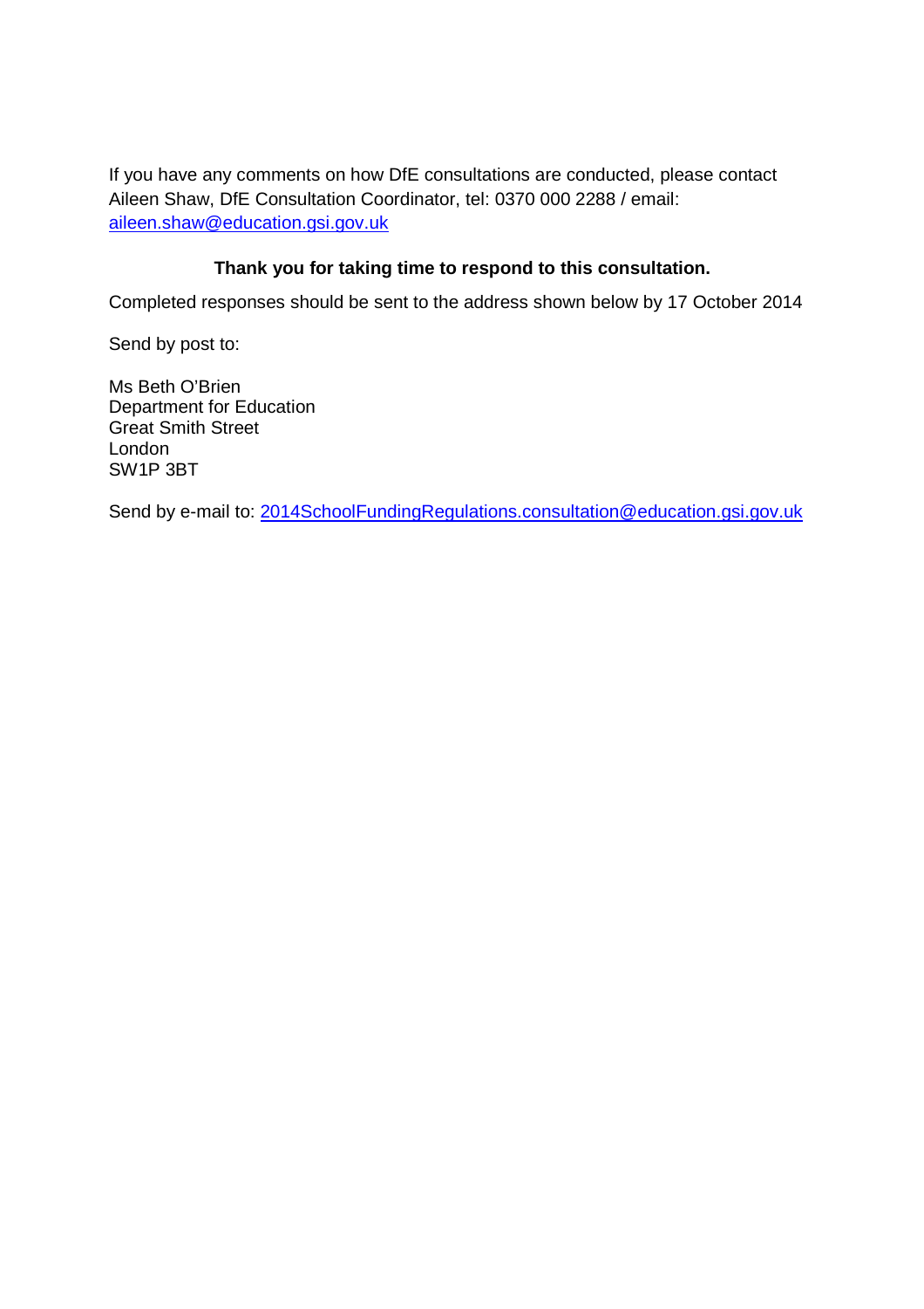If you have any comments on how DfE consultations are conducted, please contact Aileen Shaw, DfE Consultation Coordinator, tel: 0370 000 2288 / email: aileen.shaw@education.gsi.gov.uk

**Thank you for taking time to respond to this consultation.**

Completed responses should be sent to the address shown below by 17 October 2014

Send by post to:

Ms Beth O'Brien  
Department for Education  
Great Smith Street  
London  
SW1P 3BT

Send by e-mail to: 2014SchoolFundingRegulations.consultation@education.gsi.gov.uk